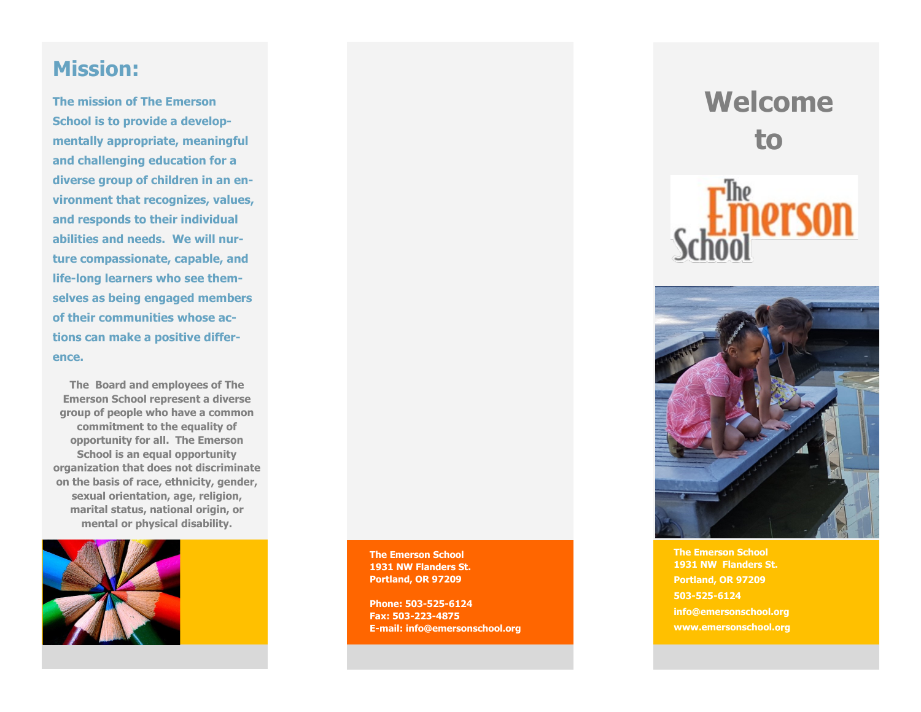# Mission:

**The mission of The Emerson School is to provide a developmentally appropriate, meaningful and challenging education for a diverse group of children in an environment that recognizes, values, and responds to their individual abilities and needs. We will nurture compassionate, capable, and life-long learners who see themselves as being engaged members of their communities whose actions can make a positive difference.**

**The Board and employees of The Emerson School represent a diverse group of people who have a common commitment to the equality of opportunity for all. The Emerson School is an equal opportunity organization that does not discriminate on the basis of race, ethnicity, gender, sexual orientation, age, religion, marital status, national origin, or mental or physical disability.**

**The Emerson School**
**1931 NW Flanders St.**
**Portland, OR 97209**

**Phone: 503-525-6124**
**Fax: 503-223-4875**
**E-mail: info@emersonschool.org**

# Welcome to

The Emerson School

**The Emerson School**
**1931 NW Flanders St.**
**Portland, OR 97209**
**503-525-6124**
**info@emersonschool.org**
**www.emersonschool.org**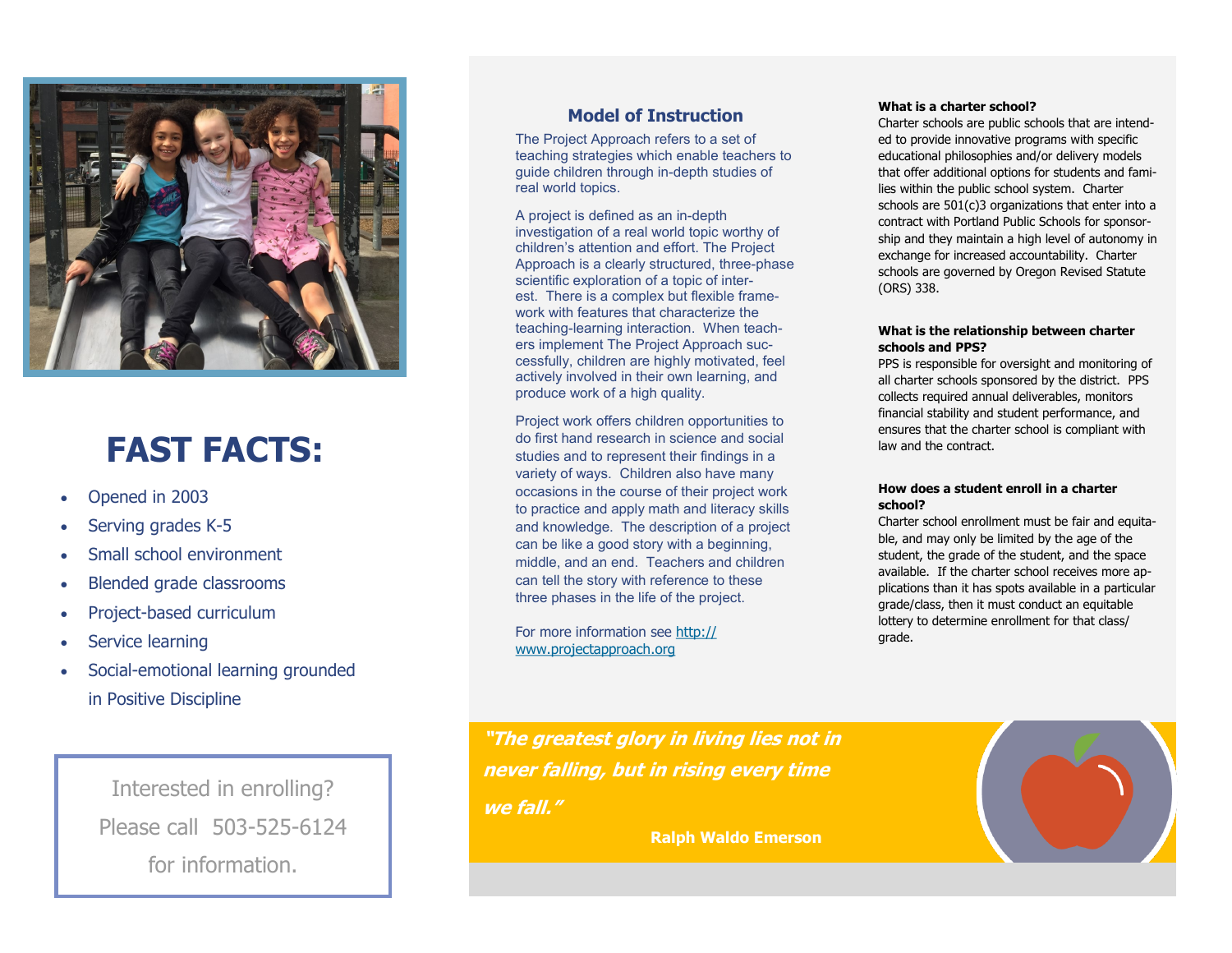# FAST FACTS:

- Opened in 2003
- Serving grades K-5
- Small school environment
- Blended grade classrooms
- Project-based curriculum
- Service learning
- Social-emotional learning grounded in Positive Discipline

Interested in enrolling?
Please call 503-525-6124
for information.

## Model of Instruction

The Project Approach refers to a set of teaching strategies which enable teachers to guide children through in-depth studies of real world topics.

A project is defined as an in-depth investigation of a real world topic worthy of children's attention and effort. The Project Approach is a clearly structured, three-phase scientific exploration of a topic of interest. There is a complex but flexible framework with features that characterize the teaching-learning interaction. When teachers implement The Project Approach successfully, children are highly motivated, feel actively involved in their own learning, and produce work of a high quality.

Project work offers children opportunities to do first hand research in science and social studies and to represent their findings in a variety of ways. Children also have many occasions in the course of their project work to practice and apply math and literacy skills and knowledge. The description of a project can be like a good story with a beginning, middle, and an end. Teachers and children can tell the story with reference to these three phases in the life of the project.

For more information see http://www.projectapproach.org

**What is a charter school?**
Charter schools are public schools that are intended to provide innovative programs with specific educational philosophies and/or delivery models that offer additional options for students and families within the public school system. Charter schools are 501(c)3 organizations that enter into a contract with Portland Public Schools for sponsorship and they maintain a high level of autonomy in exchange for increased accountability. Charter schools are governed by Oregon Revised Statute (ORS) 338.

**What is the relationship between charter schools and PPS?**
PPS is responsible for oversight and monitoring of all charter schools sponsored by the district. PPS collects required annual deliverables, monitors financial stability and student performance, and ensures that the charter school is compliant with law and the contract.

**How does a student enroll in a charter school?**
Charter school enrollment must be fair and equitable, and may only be limited by the age of the student, the grade of the student, and the space available. If the charter school receives more applications than it has spots available in a particular grade/class, then it must conduct an equitable lottery to determine enrollment for that class/grade.

***"The greatest glory in living lies not in never falling, but in rising every time we fall."***

**Ralph Waldo Emerson**